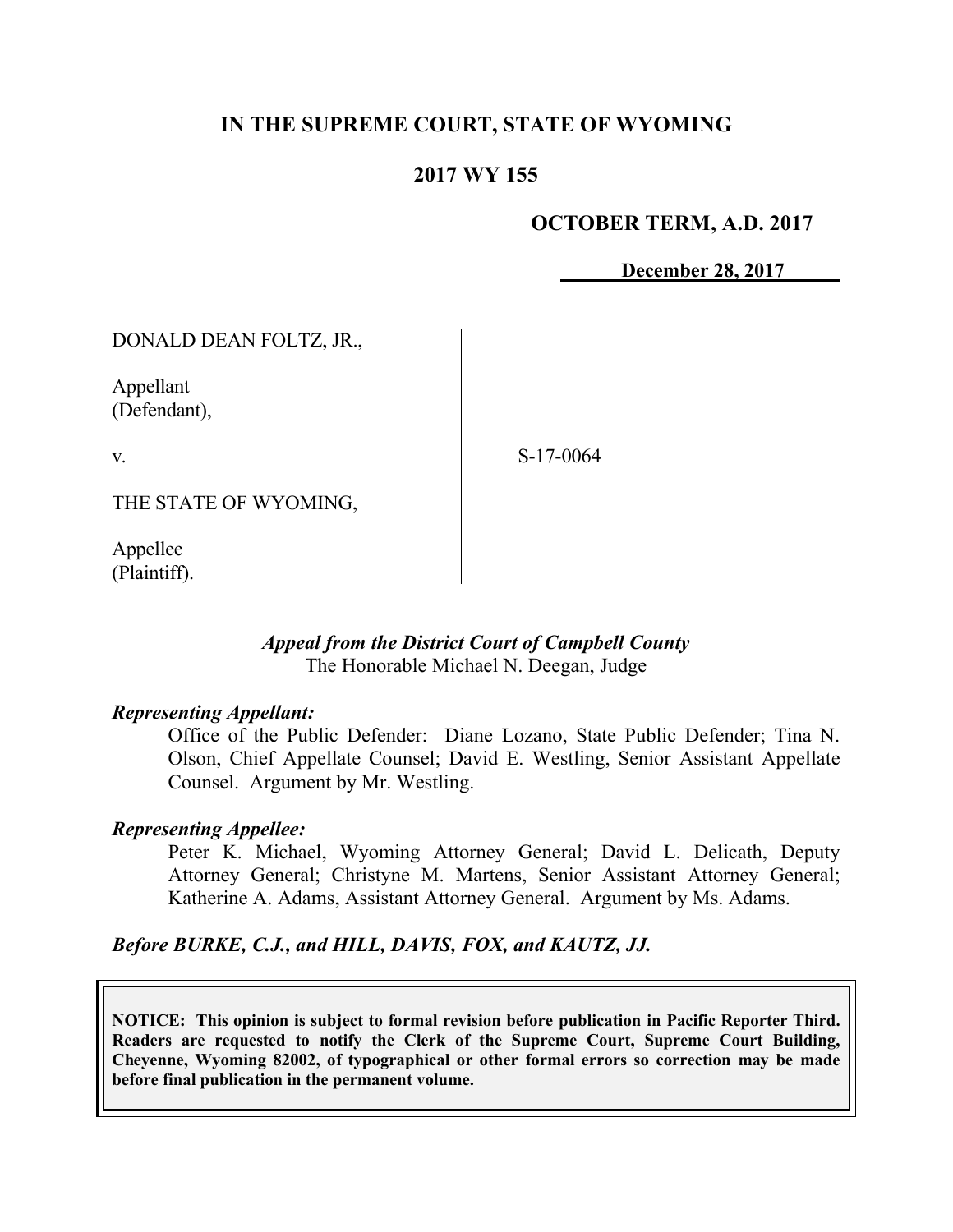**IN THE SUPREME COURT, STATE OF WYOMING**

**2017 WY 155**

**OCTOBER TERM, A.D. 2017**

**December 28, 2017**

DONALD DEAN FOLTZ, JR.,

Appellant
(Defendant),

v.

S-17-0064

THE STATE OF WYOMING,

Appellee
(Plaintiff).

*Appeal from the District Court of Campbell County*
The Honorable Michael N. Deegan, Judge

***Representing Appellant:***

Office of the Public Defender: Diane Lozano, State Public Defender; Tina N. Olson, Chief Appellate Counsel; David E. Westling, Senior Assistant Appellate Counsel. Argument by Mr. Westling.

***Representing Appellee:***

Peter K. Michael, Wyoming Attorney General; David L. Delicath, Deputy Attorney General; Christyne M. Martens, Senior Assistant Attorney General; Katherine A. Adams, Assistant Attorney General. Argument by Ms. Adams.

***Before BURKE, C.J., and HILL, DAVIS, FOX, and KAUTZ, JJ.***

**NOTICE: This opinion is subject to formal revision before publication in Pacific Reporter Third. Readers are requested to notify the Clerk of the Supreme Court, Supreme Court Building, Cheyenne, Wyoming 82002, of typographical or other formal errors so correction may be made before final publication in the permanent volume.**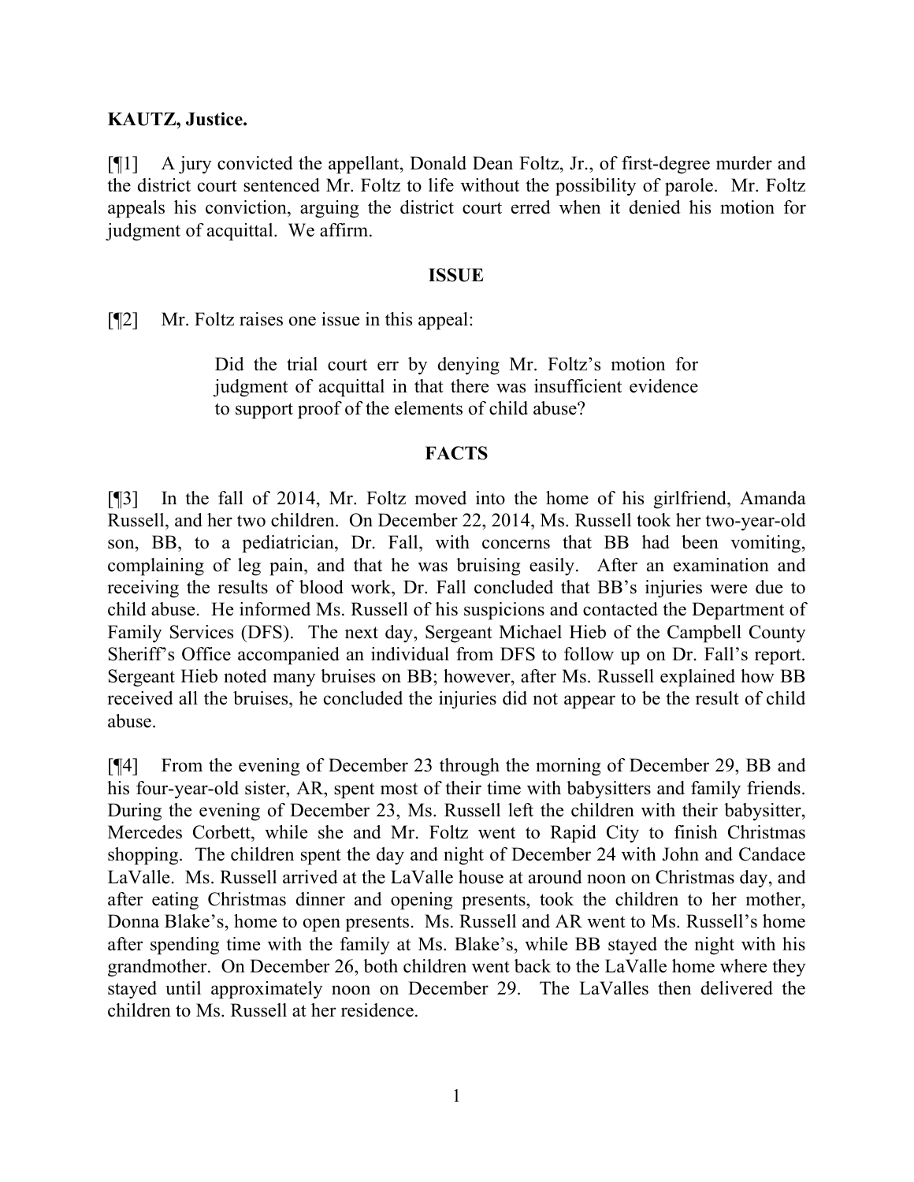**KAUTZ, Justice.**

[¶1] A jury convicted the appellant, Donald Dean Foltz, Jr., of first-degree murder and the district court sentenced Mr. Foltz to life without the possibility of parole. Mr. Foltz appeals his conviction, arguing the district court erred when it denied his motion for judgment of acquittal. We affirm.

## ISSUE

[¶2] Mr. Foltz raises one issue in this appeal:

> Did the trial court err by denying Mr. Foltz's motion for judgment of acquittal in that there was insufficient evidence to support proof of the elements of child abuse?

## FACTS

[¶3] In the fall of 2014, Mr. Foltz moved into the home of his girlfriend, Amanda Russell, and her two children. On December 22, 2014, Ms. Russell took her two-year-old son, BB, to a pediatrician, Dr. Fall, with concerns that BB had been vomiting, complaining of leg pain, and that he was bruising easily. After an examination and receiving the results of blood work, Dr. Fall concluded that BB's injuries were due to child abuse. He informed Ms. Russell of his suspicions and contacted the Department of Family Services (DFS). The next day, Sergeant Michael Hieb of the Campbell County Sheriff's Office accompanied an individual from DFS to follow up on Dr. Fall's report. Sergeant Hieb noted many bruises on BB; however, after Ms. Russell explained how BB received all the bruises, he concluded the injuries did not appear to be the result of child abuse.

[¶4] From the evening of December 23 through the morning of December 29, BB and his four-year-old sister, AR, spent most of their time with babysitters and family friends. During the evening of December 23, Ms. Russell left the children with their babysitter, Mercedes Corbett, while she and Mr. Foltz went to Rapid City to finish Christmas shopping. The children spent the day and night of December 24 with John and Candace LaValle. Ms. Russell arrived at the LaValle house at around noon on Christmas day, and after eating Christmas dinner and opening presents, took the children to her mother, Donna Blake's, home to open presents. Ms. Russell and AR went to Ms. Russell's home after spending time with the family at Ms. Blake's, while BB stayed the night with his grandmother. On December 26, both children went back to the LaValle home where they stayed until approximately noon on December 29. The LaValles then delivered the children to Ms. Russell at her residence.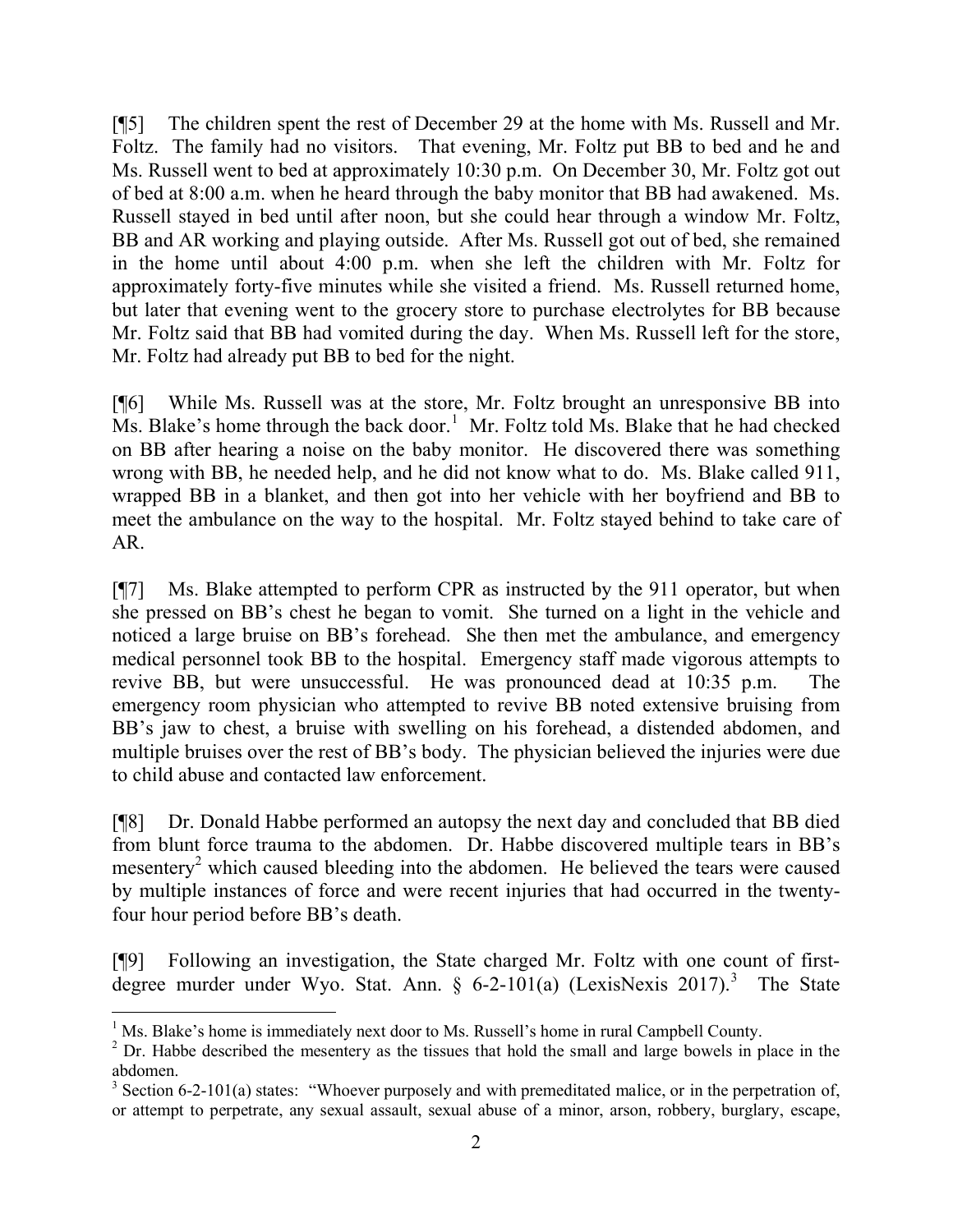[¶5] The children spent the rest of December 29 at the home with Ms. Russell and Mr. Foltz. The family had no visitors. That evening, Mr. Foltz put BB to bed and he and Ms. Russell went to bed at approximately 10:30 p.m. On December 30, Mr. Foltz got out of bed at 8:00 a.m. when he heard through the baby monitor that BB had awakened. Ms. Russell stayed in bed until after noon, but she could hear through a window Mr. Foltz, BB and AR working and playing outside. After Ms. Russell got out of bed, she remained in the home until about 4:00 p.m. when she left the children with Mr. Foltz for approximately forty-five minutes while she visited a friend. Ms. Russell returned home, but later that evening went to the grocery store to purchase electrolytes for BB because Mr. Foltz said that BB had vomited during the day. When Ms. Russell left for the store, Mr. Foltz had already put BB to bed for the night.

[¶6] While Ms. Russell was at the store, Mr. Foltz brought an unresponsive BB into Ms. Blake's home through the back door.[1] Mr. Foltz told Ms. Blake that he had checked on BB after hearing a noise on the baby monitor. He discovered there was something wrong with BB, he needed help, and he did not know what to do. Ms. Blake called 911, wrapped BB in a blanket, and then got into her vehicle with her boyfriend and BB to meet the ambulance on the way to the hospital. Mr. Foltz stayed behind to take care of AR.

[¶7] Ms. Blake attempted to perform CPR as instructed by the 911 operator, but when she pressed on BB's chest he began to vomit. She turned on a light in the vehicle and noticed a large bruise on BB's forehead. She then met the ambulance, and emergency medical personnel took BB to the hospital. Emergency staff made vigorous attempts to revive BB, but were unsuccessful. He was pronounced dead at 10:35 p.m. The emergency room physician who attempted to revive BB noted extensive bruising from BB's jaw to chest, a bruise with swelling on his forehead, a distended abdomen, and multiple bruises over the rest of BB's body. The physician believed the injuries were due to child abuse and contacted law enforcement.

[¶8] Dr. Donald Habbe performed an autopsy the next day and concluded that BB died from blunt force trauma to the abdomen. Dr. Habbe discovered multiple tears in BB's mesentery[2] which caused bleeding into the abdomen. He believed the tears were caused by multiple instances of force and were recent injuries that had occurred in the twenty-four hour period before BB's death.

[¶9] Following an investigation, the State charged Mr. Foltz with one count of first-degree murder under Wyo. Stat. Ann. § 6-2-101(a) (LexisNexis 2017).[3] The State

---

[1] Ms. Blake's home is immediately next door to Ms. Russell's home in rural Campbell County.

[2] Dr. Habbe described the mesentery as the tissues that hold the small and large bowels in place in the abdomen.

[3] Section 6-2-101(a) states: "Whoever purposely and with premeditated malice, or in the perpetration of, or attempt to perpetrate, any sexual assault, sexual abuse of a minor, arson, robbery, burglary, escape,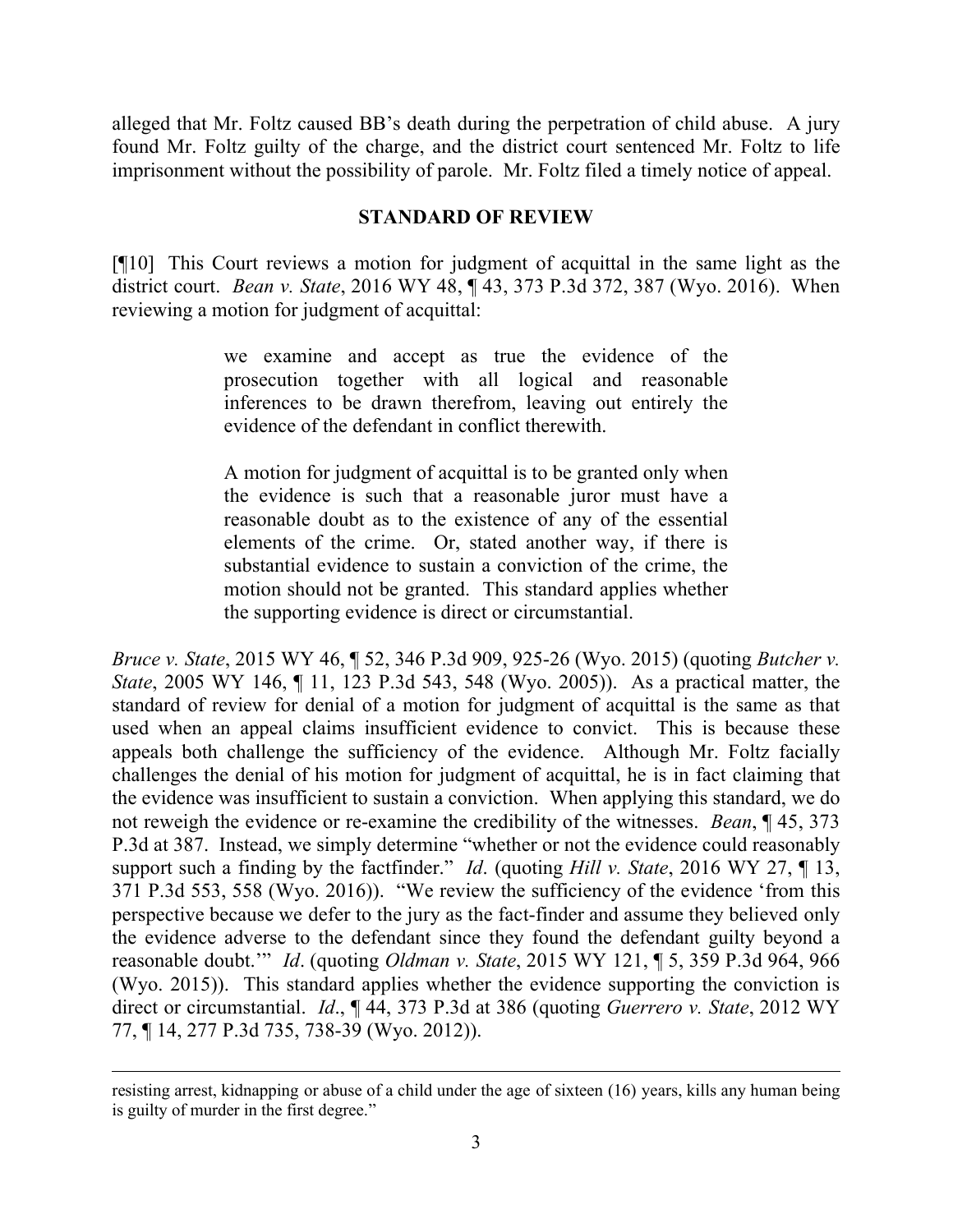alleged that Mr. Foltz caused BB's death during the perpetration of child abuse. A jury found Mr. Foltz guilty of the charge, and the district court sentenced Mr. Foltz to life imprisonment without the possibility of parole. Mr. Foltz filed a timely notice of appeal.

## STANDARD OF REVIEW

[¶10] This Court reviews a motion for judgment of acquittal in the same light as the district court. *Bean v. State*, 2016 WY 48, ¶ 43, 373 P.3d 372, 387 (Wyo. 2016). When reviewing a motion for judgment of acquittal:

> we examine and accept as true the evidence of the prosecution together with all logical and reasonable inferences to be drawn therefrom, leaving out entirely the evidence of the defendant in conflict therewith.
>
> A motion for judgment of acquittal is to be granted only when the evidence is such that a reasonable juror must have a reasonable doubt as to the existence of any of the essential elements of the crime. Or, stated another way, if there is substantial evidence to sustain a conviction of the crime, the motion should not be granted. This standard applies whether the supporting evidence is direct or circumstantial.

*Bruce v. State*, 2015 WY 46, ¶ 52, 346 P.3d 909, 925-26 (Wyo. 2015) (quoting *Butcher v. State*, 2005 WY 146, ¶ 11, 123 P.3d 543, 548 (Wyo. 2005)). As a practical matter, the standard of review for denial of a motion for judgment of acquittal is the same as that used when an appeal claims insufficient evidence to convict. This is because these appeals both challenge the sufficiency of the evidence. Although Mr. Foltz facially challenges the denial of his motion for judgment of acquittal, he is in fact claiming that the evidence was insufficient to sustain a conviction. When applying this standard, we do not reweigh the evidence or re-examine the credibility of the witnesses. *Bean*, ¶ 45, 373 P.3d at 387. Instead, we simply determine "whether or not the evidence could reasonably support such a finding by the factfinder." *Id*. (quoting *Hill v. State*, 2016 WY 27, ¶ 13, 371 P.3d 553, 558 (Wyo. 2016)). "We review the sufficiency of the evidence 'from this perspective because we defer to the jury as the fact-finder and assume they believed only the evidence adverse to the defendant since they found the defendant guilty beyond a reasonable doubt.'" *Id*. (quoting *Oldman v. State*, 2015 WY 121, ¶ 5, 359 P.3d 964, 966 (Wyo. 2015)). This standard applies whether the evidence supporting the conviction is direct or circumstantial. *Id*., ¶ 44, 373 P.3d at 386 (quoting *Guerrero v. State*, 2012 WY 77, ¶ 14, 277 P.3d 735, 738-39 (Wyo. 2012)).

---

resisting arrest, kidnapping or abuse of a child under the age of sixteen (16) years, kills any human being is guilty of murder in the first degree."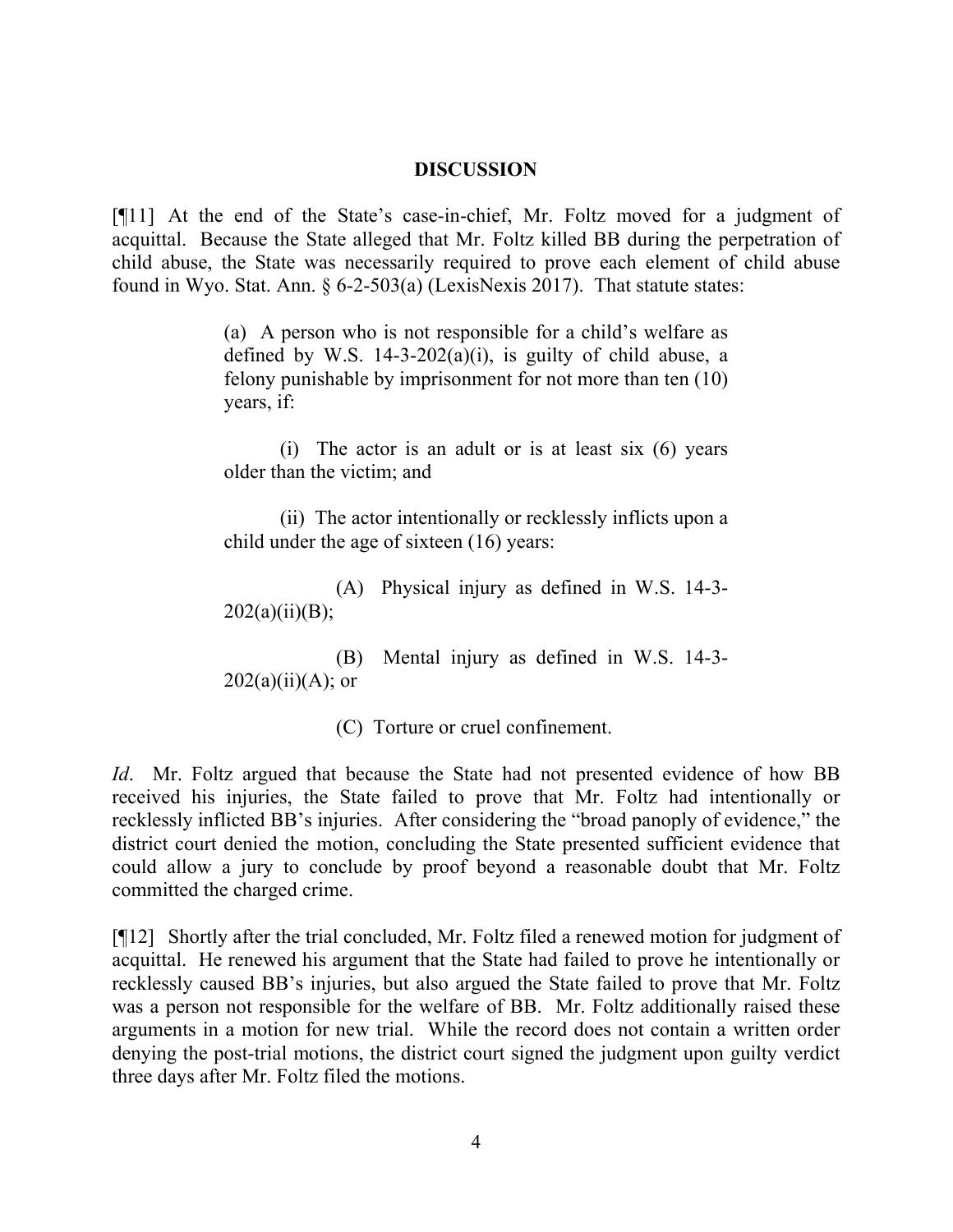## DISCUSSION

[¶11] At the end of the State's case-in-chief, Mr. Foltz moved for a judgment of acquittal. Because the State alleged that Mr. Foltz killed BB during the perpetration of child abuse, the State was necessarily required to prove each element of child abuse found in Wyo. Stat. Ann. § 6-2-503(a) (LexisNexis 2017). That statute states:

> (a) A person who is not responsible for a child's welfare as defined by W.S. 14-3-202(a)(i), is guilty of child abuse, a felony punishable by imprisonment for not more than ten (10) years, if:
>
> (i) The actor is an adult or is at least six (6) years older than the victim; and
>
> (ii) The actor intentionally or recklessly inflicts upon a child under the age of sixteen (16) years:
>
> (A) Physical injury as defined in W.S. 14-3-202(a)(ii)(B);
>
> (B) Mental injury as defined in W.S. 14-3-202(a)(ii)(A); or
>
> (C) Torture or cruel confinement.

*Id*. Mr. Foltz argued that because the State had not presented evidence of how BB received his injuries, the State failed to prove that Mr. Foltz had intentionally or recklessly inflicted BB's injuries. After considering the "broad panoply of evidence," the district court denied the motion, concluding the State presented sufficient evidence that could allow a jury to conclude by proof beyond a reasonable doubt that Mr. Foltz committed the charged crime.

[¶12] Shortly after the trial concluded, Mr. Foltz filed a renewed motion for judgment of acquittal. He renewed his argument that the State had failed to prove he intentionally or recklessly caused BB's injuries, but also argued the State failed to prove that Mr. Foltz was a person not responsible for the welfare of BB. Mr. Foltz additionally raised these arguments in a motion for new trial. While the record does not contain a written order denying the post-trial motions, the district court signed the judgment upon guilty verdict three days after Mr. Foltz filed the motions.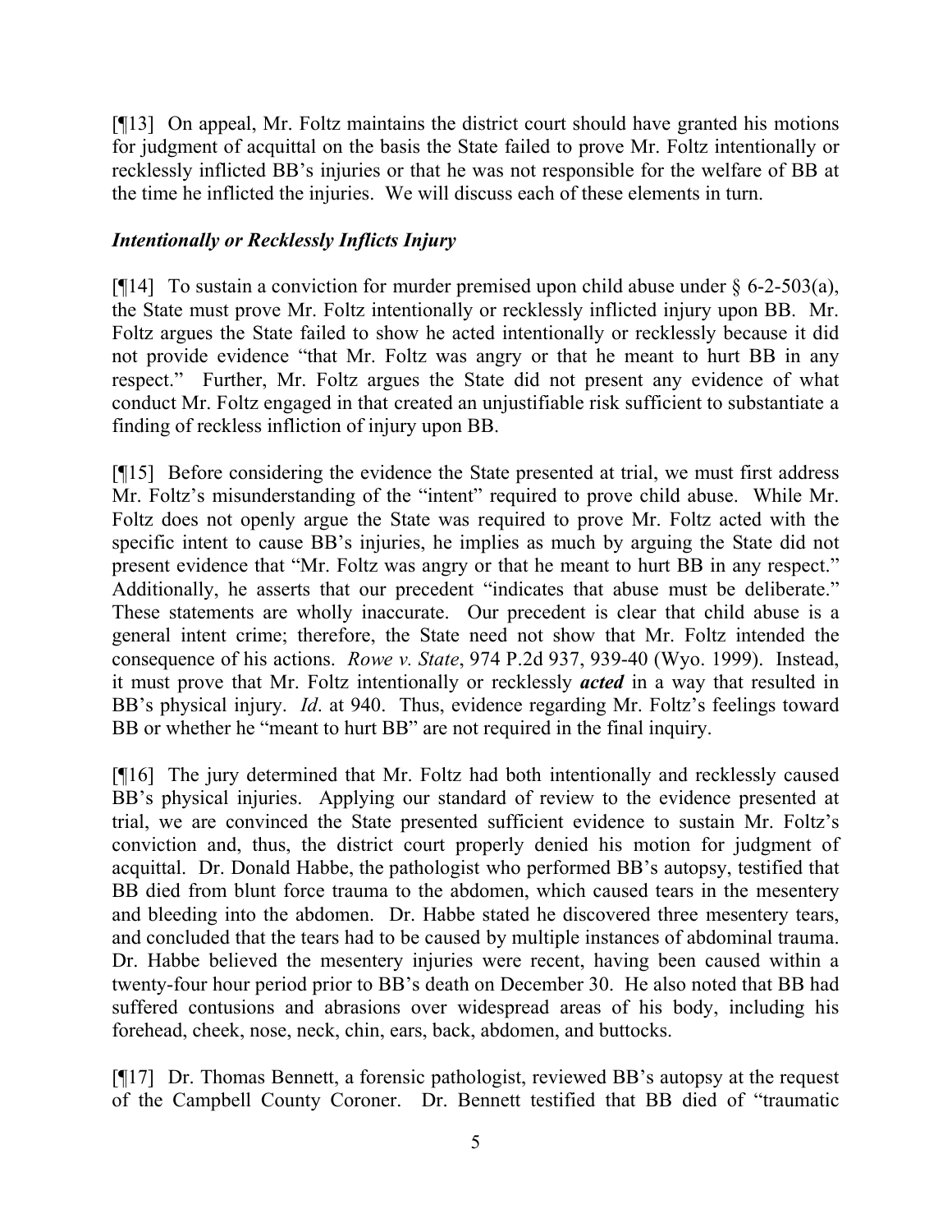[¶13] On appeal, Mr. Foltz maintains the district court should have granted his motions for judgment of acquittal on the basis the State failed to prove Mr. Foltz intentionally or recklessly inflicted BB's injuries or that he was not responsible for the welfare of BB at the time he inflicted the injuries. We will discuss each of these elements in turn.

### *Intentionally or Recklessly Inflicts Injury*

[¶14] To sustain a conviction for murder premised upon child abuse under § 6-2-503(a), the State must prove Mr. Foltz intentionally or recklessly inflicted injury upon BB. Mr. Foltz argues the State failed to show he acted intentionally or recklessly because it did not provide evidence "that Mr. Foltz was angry or that he meant to hurt BB in any respect." Further, Mr. Foltz argues the State did not present any evidence of what conduct Mr. Foltz engaged in that created an unjustifiable risk sufficient to substantiate a finding of reckless infliction of injury upon BB.

[¶15] Before considering the evidence the State presented at trial, we must first address Mr. Foltz's misunderstanding of the "intent" required to prove child abuse. While Mr. Foltz does not openly argue the State was required to prove Mr. Foltz acted with the specific intent to cause BB's injuries, he implies as much by arguing the State did not present evidence that "Mr. Foltz was angry or that he meant to hurt BB in any respect." Additionally, he asserts that our precedent "indicates that abuse must be deliberate." These statements are wholly inaccurate. Our precedent is clear that child abuse is a general intent crime; therefore, the State need not show that Mr. Foltz intended the consequence of his actions. *Rowe v. State*, 974 P.2d 937, 939-40 (Wyo. 1999). Instead, it must prove that Mr. Foltz intentionally or recklessly ***acted*** in a way that resulted in BB's physical injury. *Id*. at 940. Thus, evidence regarding Mr. Foltz's feelings toward BB or whether he "meant to hurt BB" are not required in the final inquiry.

[¶16] The jury determined that Mr. Foltz had both intentionally and recklessly caused BB's physical injuries. Applying our standard of review to the evidence presented at trial, we are convinced the State presented sufficient evidence to sustain Mr. Foltz's conviction and, thus, the district court properly denied his motion for judgment of acquittal. Dr. Donald Habbe, the pathologist who performed BB's autopsy, testified that BB died from blunt force trauma to the abdomen, which caused tears in the mesentery and bleeding into the abdomen. Dr. Habbe stated he discovered three mesentery tears, and concluded that the tears had to be caused by multiple instances of abdominal trauma. Dr. Habbe believed the mesentery injuries were recent, having been caused within a twenty-four hour period prior to BB's death on December 30. He also noted that BB had suffered contusions and abrasions over widespread areas of his body, including his forehead, cheek, nose, neck, chin, ears, back, abdomen, and buttocks.

[¶17] Dr. Thomas Bennett, a forensic pathologist, reviewed BB's autopsy at the request of the Campbell County Coroner. Dr. Bennett testified that BB died of "traumatic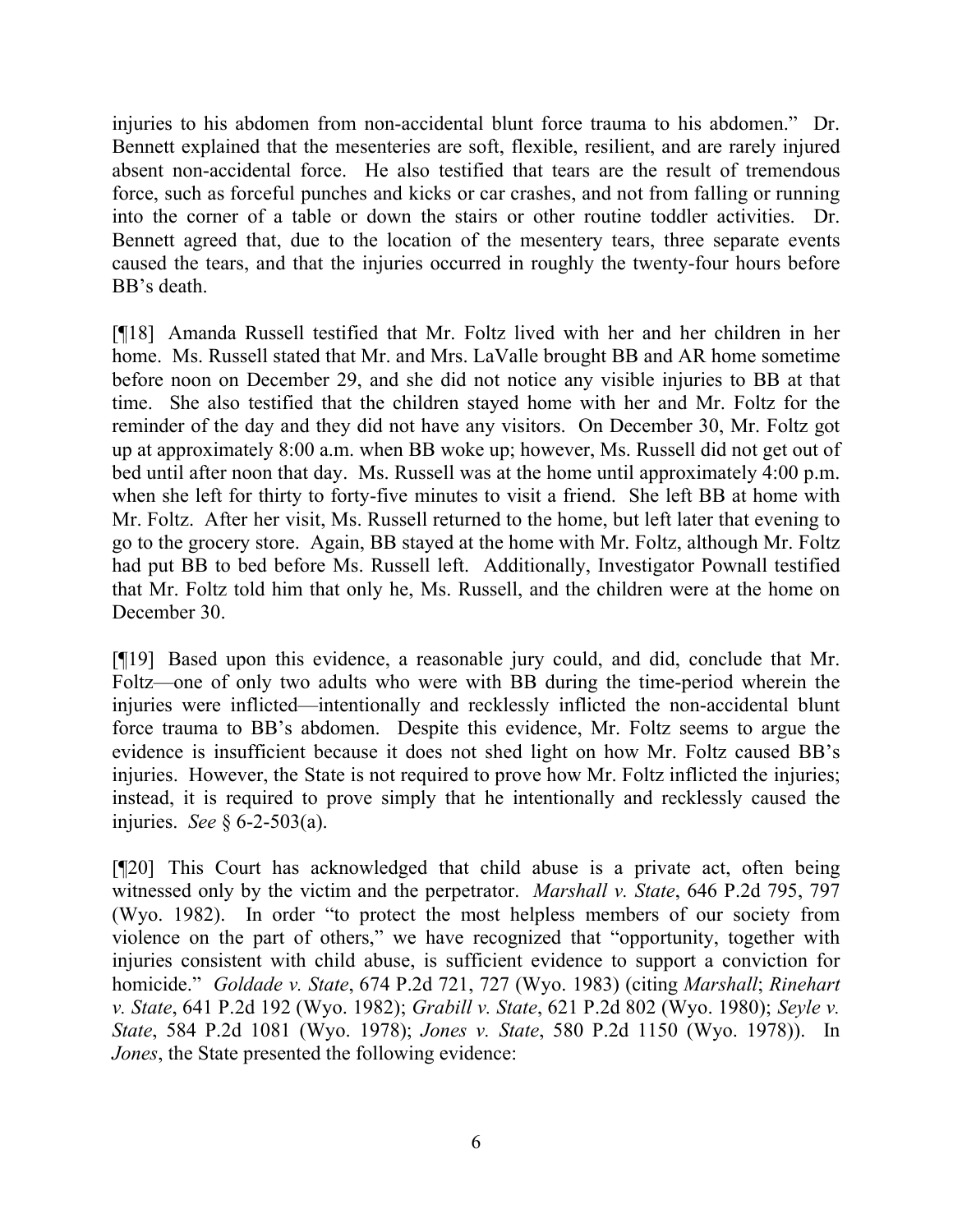injuries to his abdomen from non-accidental blunt force trauma to his abdomen." Dr. Bennett explained that the mesenteries are soft, flexible, resilient, and are rarely injured absent non-accidental force. He also testified that tears are the result of tremendous force, such as forceful punches and kicks or car crashes, and not from falling or running into the corner of a table or down the stairs or other routine toddler activities. Dr. Bennett agreed that, due to the location of the mesentery tears, three separate events caused the tears, and that the injuries occurred in roughly the twenty-four hours before BB's death.

[¶18] Amanda Russell testified that Mr. Foltz lived with her and her children in her home. Ms. Russell stated that Mr. and Mrs. LaValle brought BB and AR home sometime before noon on December 29, and she did not notice any visible injuries to BB at that time. She also testified that the children stayed home with her and Mr. Foltz for the reminder of the day and they did not have any visitors. On December 30, Mr. Foltz got up at approximately 8:00 a.m. when BB woke up; however, Ms. Russell did not get out of bed until after noon that day. Ms. Russell was at the home until approximately 4:00 p.m. when she left for thirty to forty-five minutes to visit a friend. She left BB at home with Mr. Foltz. After her visit, Ms. Russell returned to the home, but left later that evening to go to the grocery store. Again, BB stayed at the home with Mr. Foltz, although Mr. Foltz had put BB to bed before Ms. Russell left. Additionally, Investigator Pownall testified that Mr. Foltz told him that only he, Ms. Russell, and the children were at the home on December 30.

[¶19] Based upon this evidence, a reasonable jury could, and did, conclude that Mr. Foltz—one of only two adults who were with BB during the time-period wherein the injuries were inflicted—intentionally and recklessly inflicted the non-accidental blunt force trauma to BB's abdomen. Despite this evidence, Mr. Foltz seems to argue the evidence is insufficient because it does not shed light on how Mr. Foltz caused BB's injuries. However, the State is not required to prove how Mr. Foltz inflicted the injuries; instead, it is required to prove simply that he intentionally and recklessly caused the injuries. *See* § 6-2-503(a).

[¶20] This Court has acknowledged that child abuse is a private act, often being witnessed only by the victim and the perpetrator. *Marshall v. State*, 646 P.2d 795, 797 (Wyo. 1982). In order "to protect the most helpless members of our society from violence on the part of others," we have recognized that "opportunity, together with injuries consistent with child abuse, is sufficient evidence to support a conviction for homicide." *Goldade v. State*, 674 P.2d 721, 727 (Wyo. 1983) (citing *Marshall*; *Rinehart v. State*, 641 P.2d 192 (Wyo. 1982); *Grabill v. State*, 621 P.2d 802 (Wyo. 1980); *Seyle v. State*, 584 P.2d 1081 (Wyo. 1978); *Jones v. State*, 580 P.2d 1150 (Wyo. 1978)). In *Jones*, the State presented the following evidence: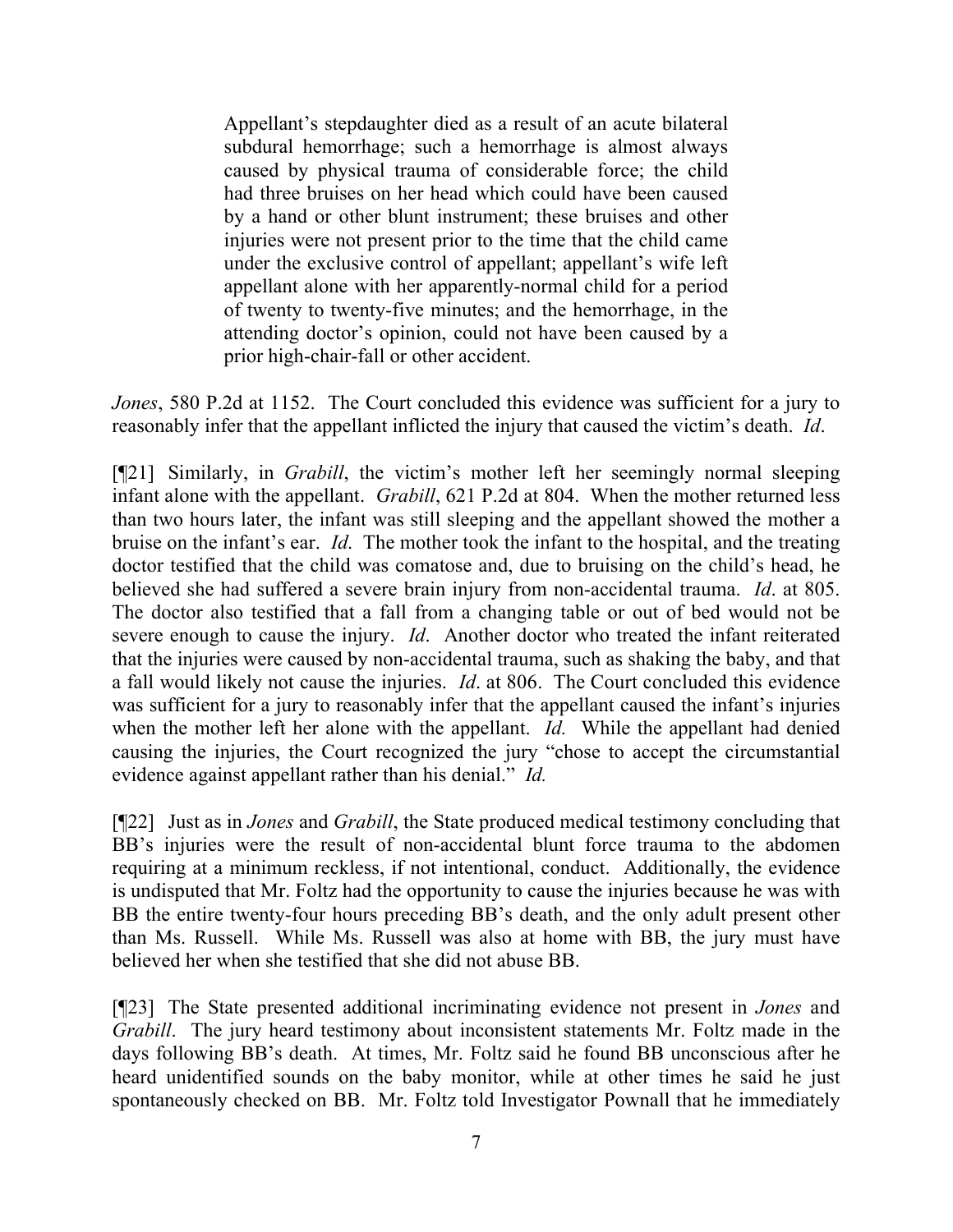> Appellant's stepdaughter died as a result of an acute bilateral subdural hemorrhage; such a hemorrhage is almost always caused by physical trauma of considerable force; the child had three bruises on her head which could have been caused by a hand or other blunt instrument; these bruises and other injuries were not present prior to the time that the child came under the exclusive control of appellant; appellant's wife left appellant alone with her apparently-normal child for a period of twenty to twenty-five minutes; and the hemorrhage, in the attending doctor's opinion, could not have been caused by a prior high-chair-fall or other accident.

*Jones*, 580 P.2d at 1152. The Court concluded this evidence was sufficient for a jury to reasonably infer that the appellant inflicted the injury that caused the victim's death. *Id*.

[¶21] Similarly, in *Grabill*, the victim's mother left her seemingly normal sleeping infant alone with the appellant. *Grabill*, 621 P.2d at 804. When the mother returned less than two hours later, the infant was still sleeping and the appellant showed the mother a bruise on the infant's ear. *Id*. The mother took the infant to the hospital, and the treating doctor testified that the child was comatose and, due to bruising on the child's head, he believed she had suffered a severe brain injury from non-accidental trauma. *Id*. at 805. The doctor also testified that a fall from a changing table or out of bed would not be severe enough to cause the injury. *Id*. Another doctor who treated the infant reiterated that the injuries were caused by non-accidental trauma, such as shaking the baby, and that a fall would likely not cause the injuries. *Id*. at 806. The Court concluded this evidence was sufficient for a jury to reasonably infer that the appellant caused the infant's injuries when the mother left her alone with the appellant. *Id.* While the appellant had denied causing the injuries, the Court recognized the jury "chose to accept the circumstantial evidence against appellant rather than his denial." *Id.*

[¶22] Just as in *Jones* and *Grabill*, the State produced medical testimony concluding that BB's injuries were the result of non-accidental blunt force trauma to the abdomen requiring at a minimum reckless, if not intentional, conduct. Additionally, the evidence is undisputed that Mr. Foltz had the opportunity to cause the injuries because he was with BB the entire twenty-four hours preceding BB's death, and the only adult present other than Ms. Russell. While Ms. Russell was also at home with BB, the jury must have believed her when she testified that she did not abuse BB.

[¶23] The State presented additional incriminating evidence not present in *Jones* and *Grabill*. The jury heard testimony about inconsistent statements Mr. Foltz made in the days following BB's death. At times, Mr. Foltz said he found BB unconscious after he heard unidentified sounds on the baby monitor, while at other times he said he just spontaneously checked on BB. Mr. Foltz told Investigator Pownall that he immediately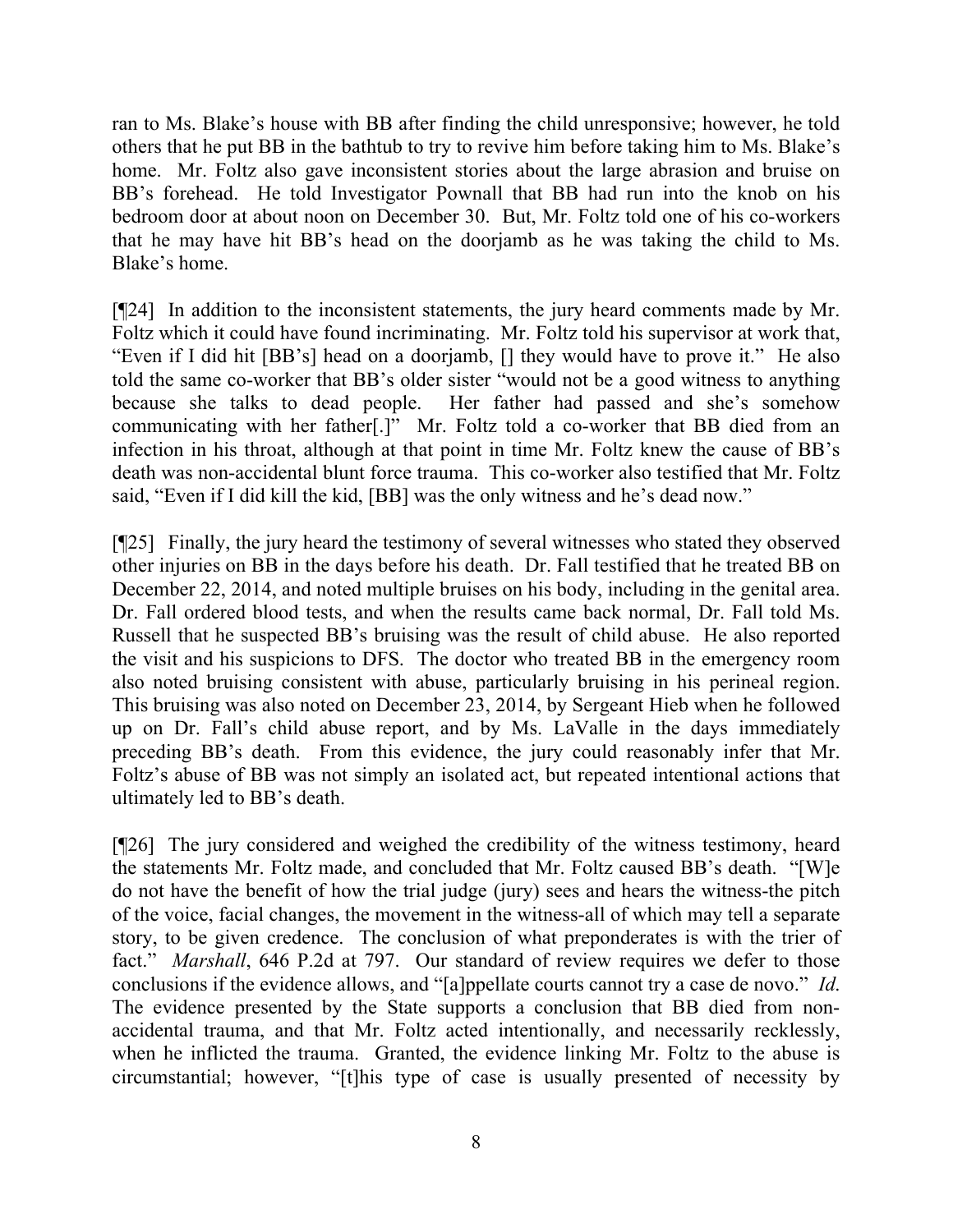ran to Ms. Blake's house with BB after finding the child unresponsive; however, he told others that he put BB in the bathtub to try to revive him before taking him to Ms. Blake's home. Mr. Foltz also gave inconsistent stories about the large abrasion and bruise on BB's forehead. He told Investigator Pownall that BB had run into the knob on his bedroom door at about noon on December 30. But, Mr. Foltz told one of his co-workers that he may have hit BB's head on the doorjamb as he was taking the child to Ms. Blake's home.

[¶24] In addition to the inconsistent statements, the jury heard comments made by Mr. Foltz which it could have found incriminating. Mr. Foltz told his supervisor at work that, "Even if I did hit [BB's] head on a doorjamb, [] they would have to prove it." He also told the same co-worker that BB's older sister "would not be a good witness to anything because she talks to dead people. Her father had passed and she's somehow communicating with her father[.]" Mr. Foltz told a co-worker that BB died from an infection in his throat, although at that point in time Mr. Foltz knew the cause of BB's death was non-accidental blunt force trauma. This co-worker also testified that Mr. Foltz said, "Even if I did kill the kid, [BB] was the only witness and he's dead now."

[¶25] Finally, the jury heard the testimony of several witnesses who stated they observed other injuries on BB in the days before his death. Dr. Fall testified that he treated BB on December 22, 2014, and noted multiple bruises on his body, including in the genital area. Dr. Fall ordered blood tests, and when the results came back normal, Dr. Fall told Ms. Russell that he suspected BB's bruising was the result of child abuse. He also reported the visit and his suspicions to DFS. The doctor who treated BB in the emergency room also noted bruising consistent with abuse, particularly bruising in his perineal region. This bruising was also noted on December 23, 2014, by Sergeant Hieb when he followed up on Dr. Fall's child abuse report, and by Ms. LaValle in the days immediately preceding BB's death. From this evidence, the jury could reasonably infer that Mr. Foltz's abuse of BB was not simply an isolated act, but repeated intentional actions that ultimately led to BB's death.

[¶26] The jury considered and weighed the credibility of the witness testimony, heard the statements Mr. Foltz made, and concluded that Mr. Foltz caused BB's death. "[W]e do not have the benefit of how the trial judge (jury) sees and hears the witness-the pitch of the voice, facial changes, the movement in the witness-all of which may tell a separate story, to be given credence. The conclusion of what preponderates is with the trier of fact." *Marshall*, 646 P.2d at 797. Our standard of review requires we defer to those conclusions if the evidence allows, and "[a]ppellate courts cannot try a case de novo." *Id.* The evidence presented by the State supports a conclusion that BB died from non-accidental trauma, and that Mr. Foltz acted intentionally, and necessarily recklessly, when he inflicted the trauma. Granted, the evidence linking Mr. Foltz to the abuse is circumstantial; however, "[t]his type of case is usually presented of necessity by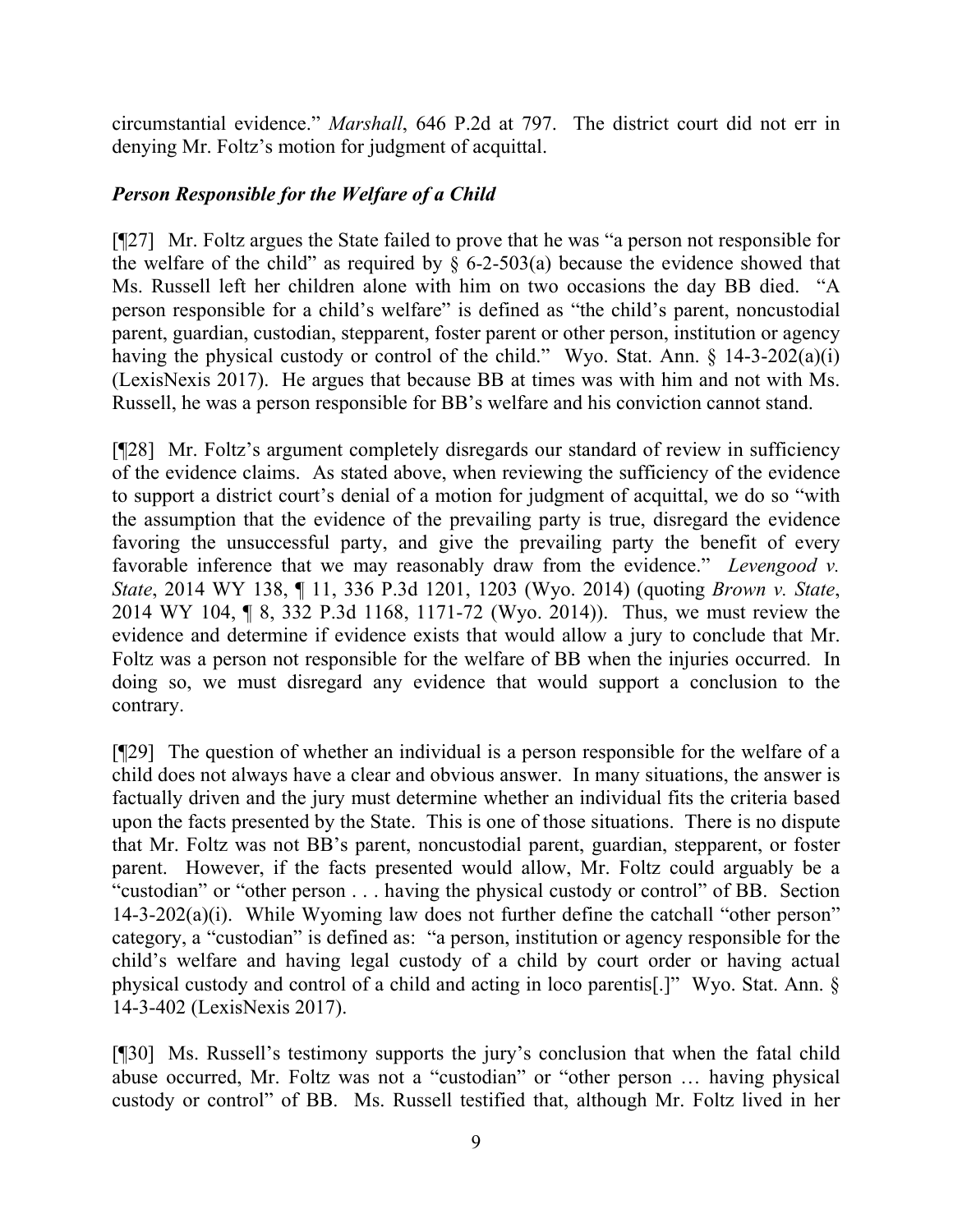circumstantial evidence." *Marshall*, 646 P.2d at 797. The district court did not err in denying Mr. Foltz's motion for judgment of acquittal.

### *Person Responsible for the Welfare of a Child*

[¶27] Mr. Foltz argues the State failed to prove that he was "a person not responsible for the welfare of the child" as required by § 6-2-503(a) because the evidence showed that Ms. Russell left her children alone with him on two occasions the day BB died. "A person responsible for a child's welfare" is defined as "the child's parent, noncustodial parent, guardian, custodian, stepparent, foster parent or other person, institution or agency having the physical custody or control of the child." Wyo. Stat. Ann. § 14-3-202(a)(i) (LexisNexis 2017). He argues that because BB at times was with him and not with Ms. Russell, he was a person responsible for BB's welfare and his conviction cannot stand.

[¶28] Mr. Foltz's argument completely disregards our standard of review in sufficiency of the evidence claims. As stated above, when reviewing the sufficiency of the evidence to support a district court's denial of a motion for judgment of acquittal, we do so "with the assumption that the evidence of the prevailing party is true, disregard the evidence favoring the unsuccessful party, and give the prevailing party the benefit of every favorable inference that we may reasonably draw from the evidence." *Levengood v. State*, 2014 WY 138, ¶ 11, 336 P.3d 1201, 1203 (Wyo. 2014) (quoting *Brown v. State*, 2014 WY 104, ¶ 8, 332 P.3d 1168, 1171-72 (Wyo. 2014)). Thus, we must review the evidence and determine if evidence exists that would allow a jury to conclude that Mr. Foltz was a person not responsible for the welfare of BB when the injuries occurred. In doing so, we must disregard any evidence that would support a conclusion to the contrary.

[¶29] The question of whether an individual is a person responsible for the welfare of a child does not always have a clear and obvious answer. In many situations, the answer is factually driven and the jury must determine whether an individual fits the criteria based upon the facts presented by the State. This is one of those situations. There is no dispute that Mr. Foltz was not BB's parent, noncustodial parent, guardian, stepparent, or foster parent. However, if the facts presented would allow, Mr. Foltz could arguably be a "custodian" or "other person . . . having the physical custody or control" of BB. Section 14-3-202(a)(i). While Wyoming law does not further define the catchall "other person" category, a "custodian" is defined as: "a person, institution or agency responsible for the child's welfare and having legal custody of a child by court order or having actual physical custody and control of a child and acting in loco parentis[.]" Wyo. Stat. Ann. § 14-3-402 (LexisNexis 2017).

[¶30] Ms. Russell's testimony supports the jury's conclusion that when the fatal child abuse occurred, Mr. Foltz was not a "custodian" or "other person … having physical custody or control" of BB. Ms. Russell testified that, although Mr. Foltz lived in her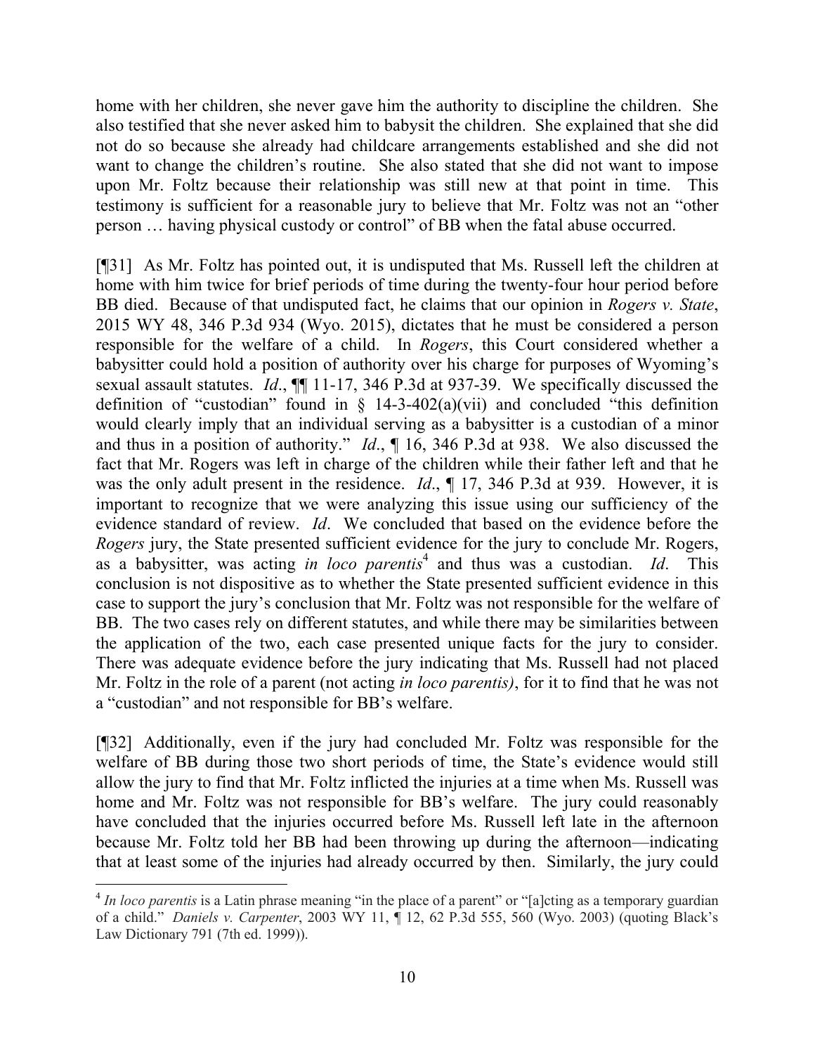home with her children, she never gave him the authority to discipline the children. She also testified that she never asked him to babysit the children. She explained that she did not do so because she already had childcare arrangements established and she did not want to change the children's routine. She also stated that she did not want to impose upon Mr. Foltz because their relationship was still new at that point in time. This testimony is sufficient for a reasonable jury to believe that Mr. Foltz was not an "other person … having physical custody or control" of BB when the fatal abuse occurred.

[¶31] As Mr. Foltz has pointed out, it is undisputed that Ms. Russell left the children at home with him twice for brief periods of time during the twenty-four hour period before BB died. Because of that undisputed fact, he claims that our opinion in *Rogers v. State*, 2015 WY 48, 346 P.3d 934 (Wyo. 2015), dictates that he must be considered a person responsible for the welfare of a child. In *Rogers*, this Court considered whether a babysitter could hold a position of authority over his charge for purposes of Wyoming's sexual assault statutes. *Id*., ¶¶ 11-17, 346 P.3d at 937-39. We specifically discussed the definition of "custodian" found in § 14-3-402(a)(vii) and concluded "this definition would clearly imply that an individual serving as a babysitter is a custodian of a minor and thus in a position of authority." *Id*., ¶ 16, 346 P.3d at 938. We also discussed the fact that Mr. Rogers was left in charge of the children while their father left and that he was the only adult present in the residence. *Id*., ¶ 17, 346 P.3d at 939. However, it is important to recognize that we were analyzing this issue using our sufficiency of the evidence standard of review. *Id*. We concluded that based on the evidence before the *Rogers* jury, the State presented sufficient evidence for the jury to conclude Mr. Rogers, as a babysitter, was acting *in loco parentis*[4] and thus was a custodian. *Id*. This conclusion is not dispositive as to whether the State presented sufficient evidence in this case to support the jury's conclusion that Mr. Foltz was not responsible for the welfare of BB. The two cases rely on different statutes, and while there may be similarities between the application of the two, each case presented unique facts for the jury to consider. There was adequate evidence before the jury indicating that Ms. Russell had not placed Mr. Foltz in the role of a parent (not acting *in loco parentis)*, for it to find that he was not a "custodian" and not responsible for BB's welfare.

[¶32] Additionally, even if the jury had concluded Mr. Foltz was responsible for the welfare of BB during those two short periods of time, the State's evidence would still allow the jury to find that Mr. Foltz inflicted the injuries at a time when Ms. Russell was home and Mr. Foltz was not responsible for BB's welfare. The jury could reasonably have concluded that the injuries occurred before Ms. Russell left late in the afternoon because Mr. Foltz told her BB had been throwing up during the afternoon—indicating that at least some of the injuries had already occurred by then. Similarly, the jury could

---

[4] *In loco parentis* is a Latin phrase meaning "in the place of a parent" or "[a]cting as a temporary guardian of a child." *Daniels v. Carpenter*, 2003 WY 11, ¶ 12, 62 P.3d 555, 560 (Wyo. 2003) (quoting Black's Law Dictionary 791 (7th ed. 1999)).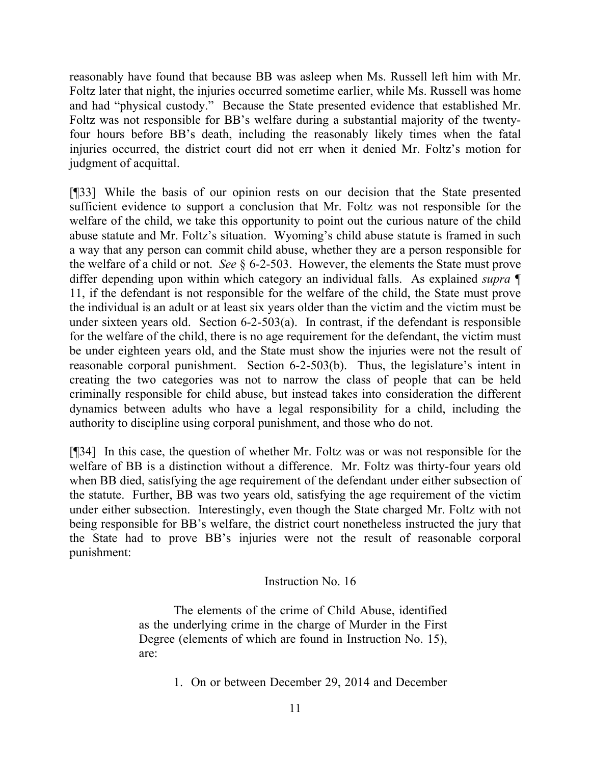reasonably have found that because BB was asleep when Ms. Russell left him with Mr. Foltz later that night, the injuries occurred sometime earlier, while Ms. Russell was home and had "physical custody." Because the State presented evidence that established Mr. Foltz was not responsible for BB's welfare during a substantial majority of the twenty-four hours before BB's death, including the reasonably likely times when the fatal injuries occurred, the district court did not err when it denied Mr. Foltz's motion for judgment of acquittal.

[¶33] While the basis of our opinion rests on our decision that the State presented sufficient evidence to support a conclusion that Mr. Foltz was not responsible for the welfare of the child, we take this opportunity to point out the curious nature of the child abuse statute and Mr. Foltz's situation. Wyoming's child abuse statute is framed in such a way that any person can commit child abuse, whether they are a person responsible for the welfare of a child or not. *See* § 6-2-503. However, the elements the State must prove differ depending upon within which category an individual falls. As explained *supra* ¶ 11, if the defendant is not responsible for the welfare of the child, the State must prove the individual is an adult or at least six years older than the victim and the victim must be under sixteen years old. Section 6-2-503(a). In contrast, if the defendant is responsible for the welfare of the child, there is no age requirement for the defendant, the victim must be under eighteen years old, and the State must show the injuries were not the result of reasonable corporal punishment. Section 6-2-503(b). Thus, the legislature's intent in creating the two categories was not to narrow the class of people that can be held criminally responsible for child abuse, but instead takes into consideration the different dynamics between adults who have a legal responsibility for a child, including the authority to discipline using corporal punishment, and those who do not.

[¶34] In this case, the question of whether Mr. Foltz was or was not responsible for the welfare of BB is a distinction without a difference. Mr. Foltz was thirty-four years old when BB died, satisfying the age requirement of the defendant under either subsection of the statute. Further, BB was two years old, satisfying the age requirement of the victim under either subsection. Interestingly, even though the State charged Mr. Foltz with not being responsible for BB's welfare, the district court nonetheless instructed the jury that the State had to prove BB's injuries were not the result of reasonable corporal punishment:

> Instruction No. 16
>
> The elements of the crime of Child Abuse, identified as the underlying crime in the charge of Murder in the First Degree (elements of which are found in Instruction No. 15), are:
>
> 1. On or between December 29, 2014 and December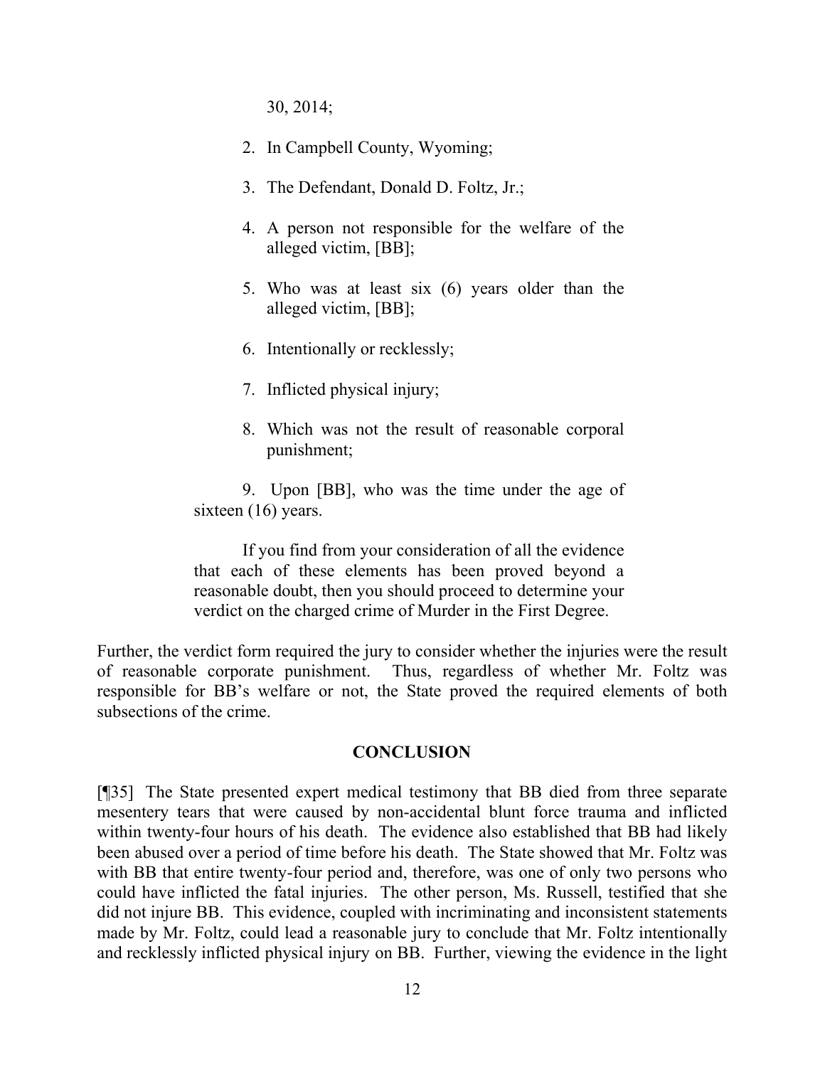30, 2014;

2. In Campbell County, Wyoming;

3. The Defendant, Donald D. Foltz, Jr.;

4. A person not responsible for the welfare of the alleged victim, [BB];

5. Who was at least six (6) years older than the alleged victim, [BB];

6. Intentionally or recklessly;

7. Inflicted physical injury;

8. Which was not the result of reasonable corporal punishment;

9. Upon [BB], who was the time under the age of sixteen (16) years.

If you find from your consideration of all the evidence that each of these elements has been proved beyond a reasonable doubt, then you should proceed to determine your verdict on the charged crime of Murder in the First Degree.

Further, the verdict form required the jury to consider whether the injuries were the result of reasonable corporate punishment. Thus, regardless of whether Mr. Foltz was responsible for BB's welfare or not, the State proved the required elements of both subsections of the crime.

## CONCLUSION

[¶35] The State presented expert medical testimony that BB died from three separate mesentery tears that were caused by non-accidental blunt force trauma and inflicted within twenty-four hours of his death. The evidence also established that BB had likely been abused over a period of time before his death. The State showed that Mr. Foltz was with BB that entire twenty-four period and, therefore, was one of only two persons who could have inflicted the fatal injuries. The other person, Ms. Russell, testified that she did not injure BB. This evidence, coupled with incriminating and inconsistent statements made by Mr. Foltz, could lead a reasonable jury to conclude that Mr. Foltz intentionally and recklessly inflicted physical injury on BB. Further, viewing the evidence in the light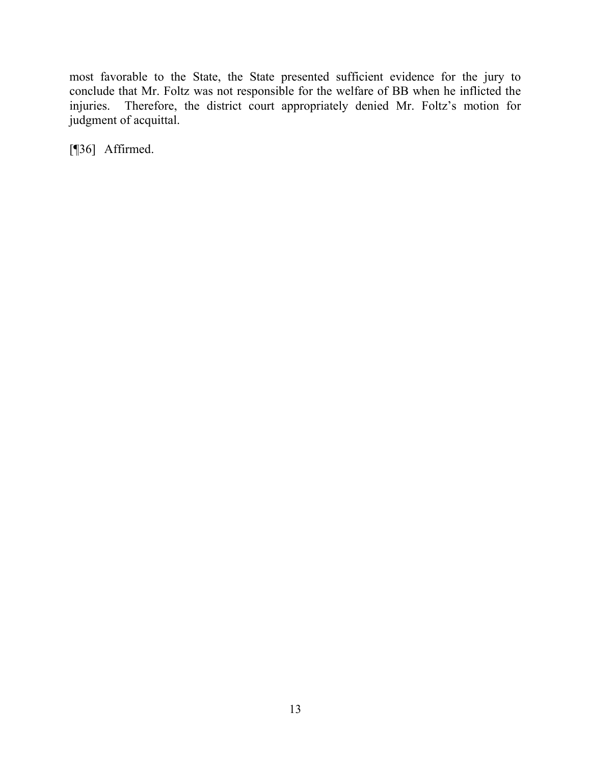most favorable to the State, the State presented sufficient evidence for the jury to conclude that Mr. Foltz was not responsible for the welfare of BB when he inflicted the injuries. Therefore, the district court appropriately denied Mr. Foltz's motion for judgment of acquittal.

[¶36] Affirmed.